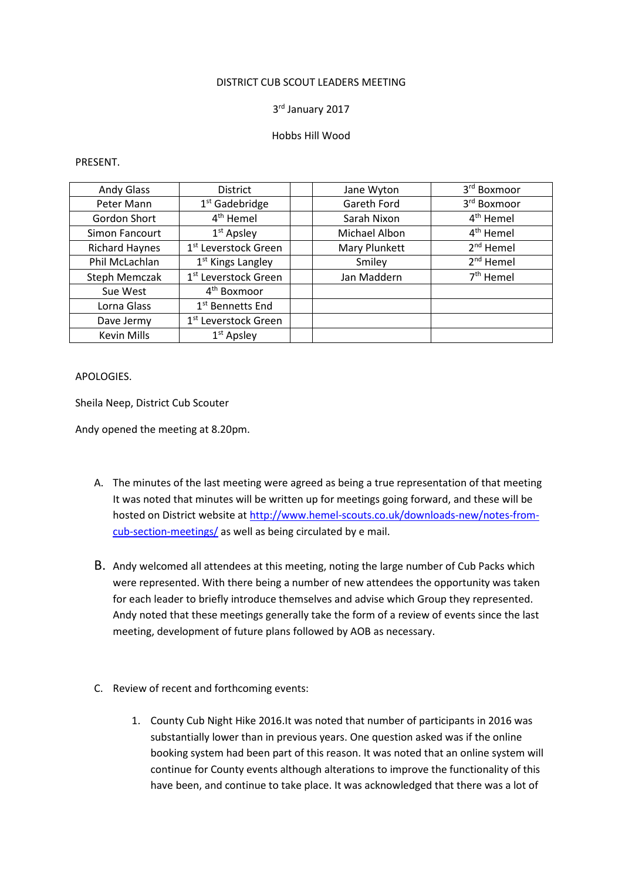DISTRICT CUB SCOUT LEADERS MEETING

3rd January 2017

Hobbs Hill Wood

PRESENT.

| | | | | |
|---|---|---|---|---|
| Andy Glass | District | | Jane Wyton | 3rd Boxmoor |
| Peter Mann | 1st Gadebridge | | Gareth Ford | 3rd Boxmoor |
| Gordon Short | 4th Hemel | | Sarah Nixon | 4th Hemel |
| Simon Fancourt | 1st Apsley | | Michael Albon | 4th Hemel |
| Richard Haynes | 1st Leverstock Green | | Mary Plunkett | 2nd Hemel |
| Phil McLachlan | 1st Kings Langley | | Smiley | 2nd Hemel |
| Steph Memczak | 1st Leverstock Green | | Jan Maddern | 7th Hemel |
| Sue West | 4th Boxmoor | | | |
| Lorna Glass | 1st Bennetts End | | | |
| Dave Jermy | 1st Leverstock Green | | | |
| Kevin Mills | 1st Apsley | | | |

APOLOGIES.

Sheila Neep, District Cub Scouter

Andy opened the meeting at 8.20pm.

A. The minutes of the last meeting were agreed as being a true representation of that meeting It was noted that minutes will be written up for meetings going forward, and these will be hosted on District website at [http://www.hemel-scouts.co.uk/downloads-new/notes-from-cub-section-meetings/](http://www.hemel-scouts.co.uk/downloads-new/notes-from-cub-section-meetings/) as well as being circulated by e mail.

B. Andy welcomed all attendees at this meeting, noting the large number of Cub Packs which were represented. With there being a number of new attendees the opportunity was taken for each leader to briefly introduce themselves and advise which Group they represented. Andy noted that these meetings generally take the form of a review of events since the last meeting, development of future plans followed by AOB as necessary.

C. Review of recent and forthcoming events:

1. County Cub Night Hike 2016.It was noted that number of participants in 2016 was substantially lower than in previous years. One question asked was if the online booking system had been part of this reason. It was noted that an online system will continue for County events although alterations to improve the functionality of this have been, and continue to take place. It was acknowledged that there was a lot of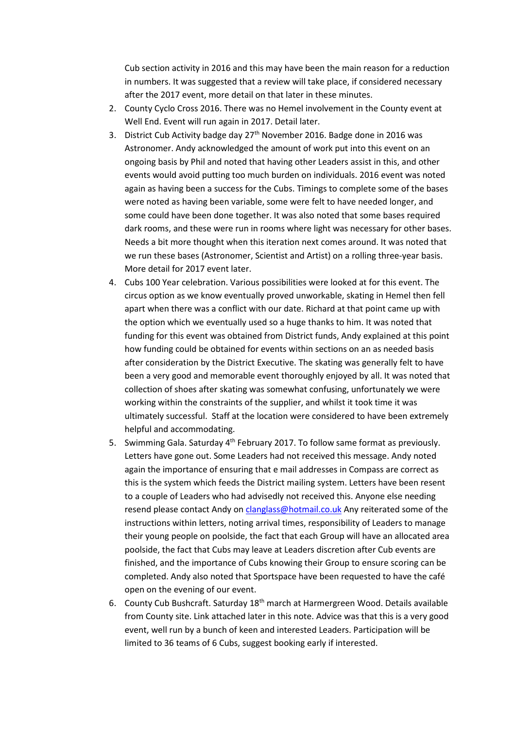Cub section activity in 2016 and this may have been the main reason for a reduction in numbers. It was suggested that a review will take place, if considered necessary after the 2017 event, more detail on that later in these minutes.

2. County Cyclo Cross 2016. There was no Hemel involvement in the County event at Well End. Event will run again in 2017. Detail later.
3. District Cub Activity badge day 27th November 2016. Badge done in 2016 was Astronomer. Andy acknowledged the amount of work put into this event on an ongoing basis by Phil and noted that having other Leaders assist in this, and other events would avoid putting too much burden on individuals. 2016 event was noted again as having been a success for the Cubs. Timings to complete some of the bases were noted as having been variable, some were felt to have needed longer, and some could have been done together. It was also noted that some bases required dark rooms, and these were run in rooms where light was necessary for other bases. Needs a bit more thought when this iteration next comes around. It was noted that we run these bases (Astronomer, Scientist and Artist) on a rolling three-year basis. More detail for 2017 event later.
4. Cubs 100 Year celebration. Various possibilities were looked at for this event. The circus option as we know eventually proved unworkable, skating in Hemel then fell apart when there was a conflict with our date. Richard at that point came up with the option which we eventually used so a huge thanks to him. It was noted that funding for this event was obtained from District funds, Andy explained at this point how funding could be obtained for events within sections on an as needed basis after consideration by the District Executive. The skating was generally felt to have been a very good and memorable event thoroughly enjoyed by all. It was noted that collection of shoes after skating was somewhat confusing, unfortunately we were working within the constraints of the supplier, and whilst it took time it was ultimately successful. Staff at the location were considered to have been extremely helpful and accommodating.
5. Swimming Gala. Saturday 4th February 2017. To follow same format as previously. Letters have gone out. Some Leaders had not received this message. Andy noted again the importance of ensuring that e mail addresses in Compass are correct as this is the system which feeds the District mailing system. Letters have been resent to a couple of Leaders who had advisedly not received this. Anyone else needing resend please contact Andy on [clanglass@hotmail.co.uk](mailto:clanglass@hotmail.co.uk) Any reiterated some of the instructions within letters, noting arrival times, responsibility of Leaders to manage their young people on poolside, the fact that each Group will have an allocated area poolside, the fact that Cubs may leave at Leaders discretion after Cub events are finished, and the importance of Cubs knowing their Group to ensure scoring can be completed. Andy also noted that Sportspace have been requested to have the café open on the evening of our event.
6. County Cub Bushcraft. Saturday 18th march at Harmergreen Wood. Details available from County site. Link attached later in this note. Advice was that this is a very good event, well run by a bunch of keen and interested Leaders. Participation will be limited to 36 teams of 6 Cubs, suggest booking early if interested.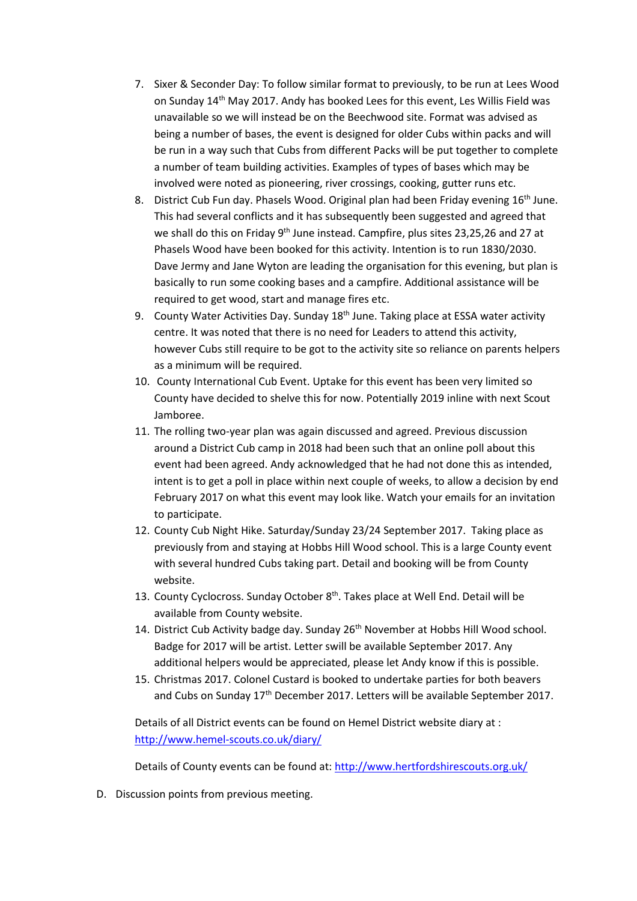7. Sixer & Seconder Day: To follow similar format to previously, to be run at Lees Wood on Sunday 14th May 2017. Andy has booked Lees for this event, Les Willis Field was unavailable so we will instead be on the Beechwood site. Format was advised as being a number of bases, the event is designed for older Cubs within packs and will be run in a way such that Cubs from different Packs will be put together to complete a number of team building activities. Examples of types of bases which may be involved were noted as pioneering, river crossings, cooking, gutter runs etc.
8. District Cub Fun day. Phasels Wood. Original plan had been Friday evening 16th June. This had several conflicts and it has subsequently been suggested and agreed that we shall do this on Friday 9th June instead. Campfire, plus sites 23,25,26 and 27 at Phasels Wood have been booked for this activity. Intention is to run 1830/2030. Dave Jermy and Jane Wyton are leading the organisation for this evening, but plan is basically to run some cooking bases and a campfire. Additional assistance will be required to get wood, start and manage fires etc.
9. County Water Activities Day. Sunday 18th June. Taking place at ESSA water activity centre. It was noted that there is no need for Leaders to attend this activity, however Cubs still require to be got to the activity site so reliance on parents helpers as a minimum will be required.
10. County International Cub Event. Uptake for this event has been very limited so County have decided to shelve this for now. Potentially 2019 inline with next Scout Jamboree.
11. The rolling two-year plan was again discussed and agreed. Previous discussion around a District Cub camp in 2018 had been such that an online poll about this event had been agreed. Andy acknowledged that he had not done this as intended, intent is to get a poll in place within next couple of weeks, to allow a decision by end February 2017 on what this event may look like. Watch your emails for an invitation to participate.
12. County Cub Night Hike. Saturday/Sunday 23/24 September 2017. Taking place as previously from and staying at Hobbs Hill Wood school. This is a large County event with several hundred Cubs taking part. Detail and booking will be from County website.
13. County Cyclocross. Sunday October 8th. Takes place at Well End. Detail will be available from County website.
14. District Cub Activity badge day. Sunday 26th November at Hobbs Hill Wood school. Badge for 2017 will be artist. Letter swill be available September 2017. Any additional helpers would be appreciated, please let Andy know if this is possible.
15. Christmas 2017. Colonel Custard is booked to undertake parties for both beavers and Cubs on Sunday 17th December 2017. Letters will be available September 2017.

Details of all District events can be found on Hemel District website diary at : http://www.hemel-scouts.co.uk/diary/

Details of County events can be found at: http://www.hertfordshirescouts.org.uk/

D. Discussion points from previous meeting.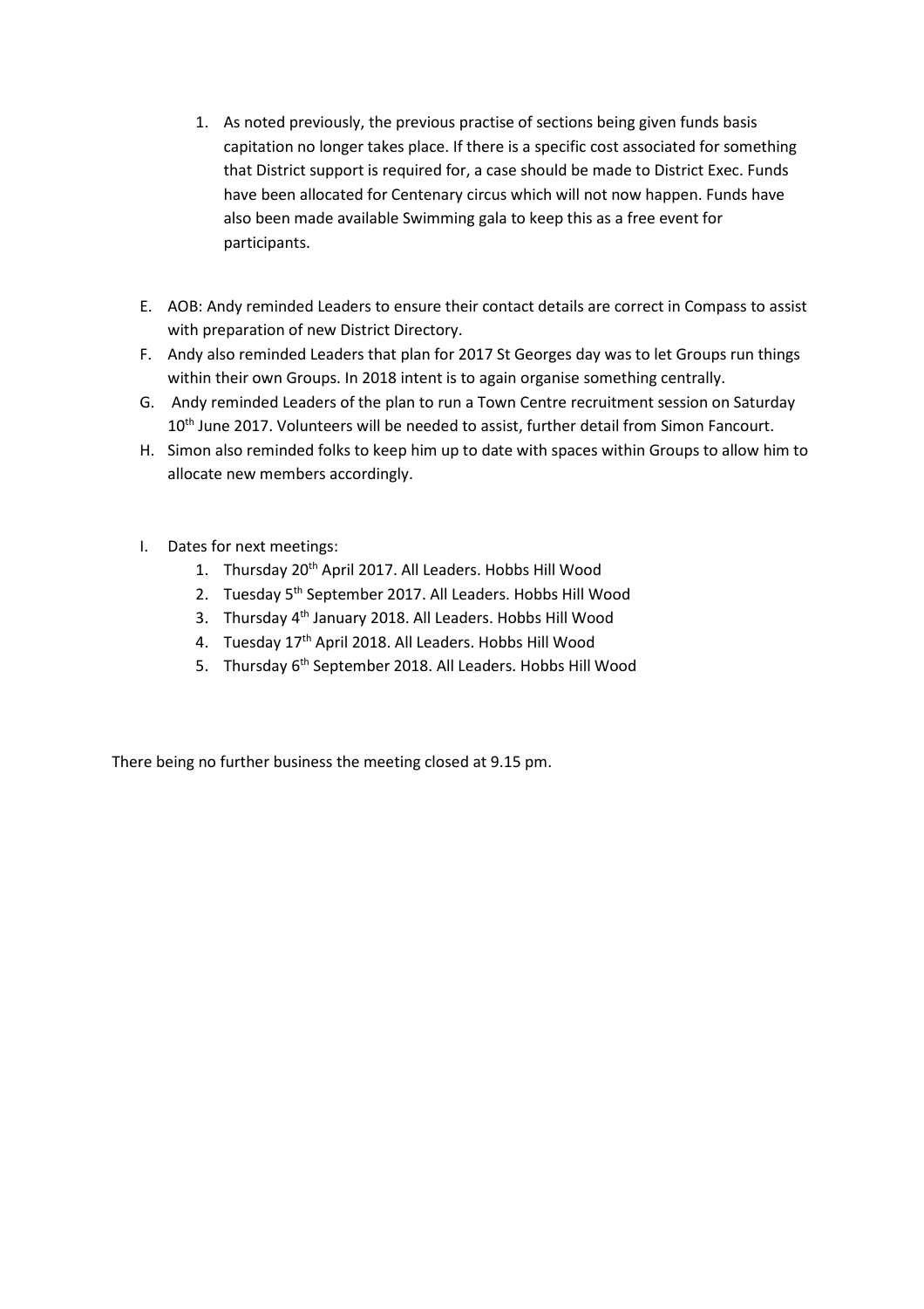1. As noted previously, the previous practise of sections being given funds basis capitation no longer takes place. If there is a specific cost associated for something that District support is required for, a case should be made to District Exec. Funds have been allocated for Centenary circus which will not now happen. Funds have also been made available Swimming gala to keep this as a free event for participants.

E. AOB: Andy reminded Leaders to ensure their contact details are correct in Compass to assist with preparation of new District Directory.

F. Andy also reminded Leaders that plan for 2017 St Georges day was to let Groups run things within their own Groups. In 2018 intent is to again organise something centrally.

G. Andy reminded Leaders of the plan to run a Town Centre recruitment session on Saturday 10th June 2017. Volunteers will be needed to assist, further detail from Simon Fancourt.

H. Simon also reminded folks to keep him up to date with spaces within Groups to allow him to allocate new members accordingly.

I. Dates for next meetings:
   1. Thursday 20th April 2017. All Leaders. Hobbs Hill Wood
   2. Tuesday 5th September 2017. All Leaders. Hobbs Hill Wood
   3. Thursday 4th January 2018. All Leaders. Hobbs Hill Wood
   4. Tuesday 17th April 2018. All Leaders. Hobbs Hill Wood
   5. Thursday 6th September 2018. All Leaders. Hobbs Hill Wood

There being no further business the meeting closed at 9.15 pm.